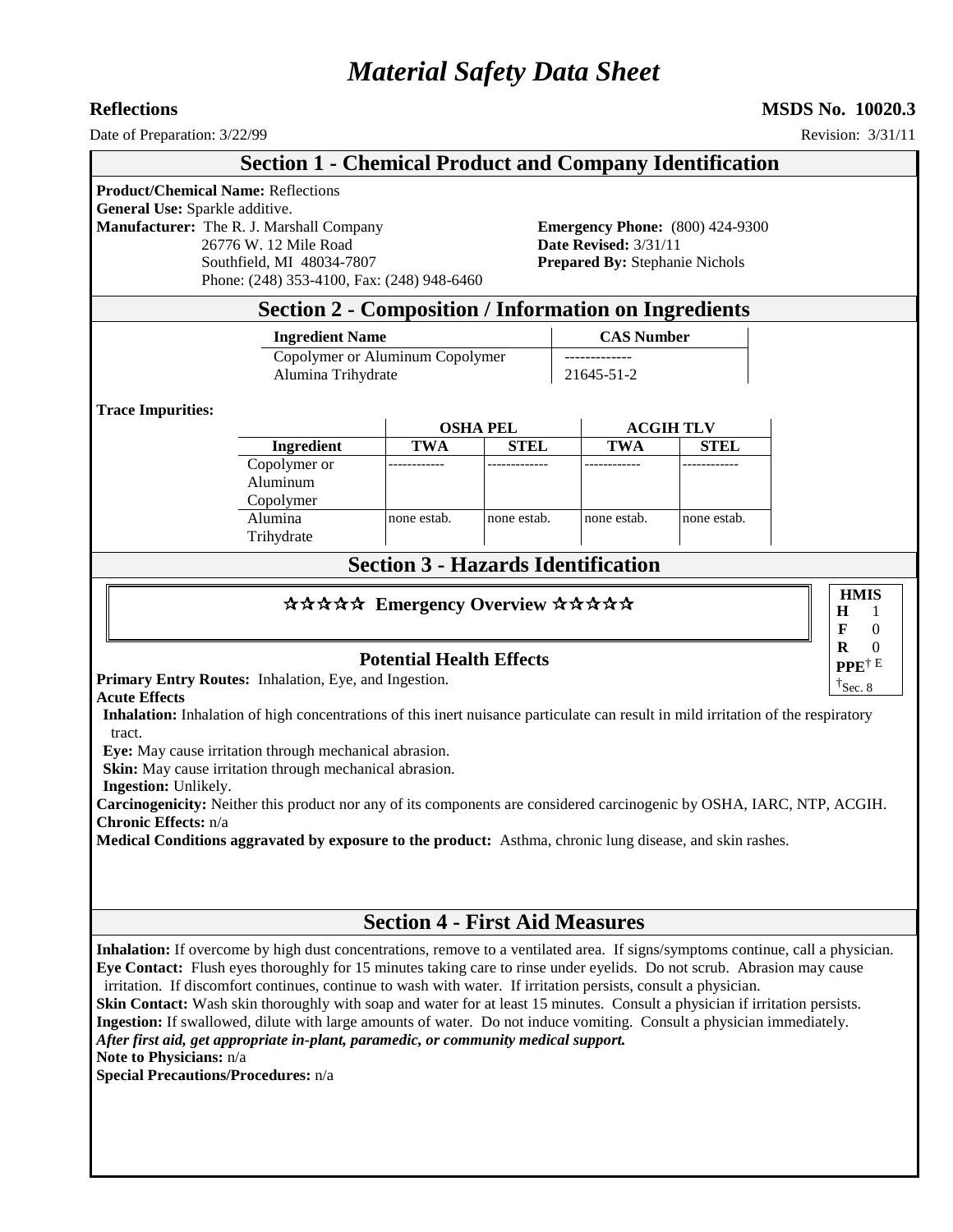# *Material Safety Data Sheet*

**Reflections** **MSDS No. 10020.3**

Date of Preparation: 3/22/99 Revision: 3/31/11

## Section 1 - Chemical Product and Company Identification

**Product/Chemical Name:** Reflections
**General Use:** Sparkle additive.
**Manufacturer:** The R. J. Marshall Company
26776 W. 12 Mile Road
Southfield, MI 48034-7807
Phone: (248) 353-4100, Fax: (248) 948-6460

**Emergency Phone:** (800) 424-9300
**Date Revised:** 3/31/11
**Prepared By:** Stephanie Nichols

## Section 2 - Composition / Information on Ingredients

| Ingredient Name | CAS Number |
|---|---|
| Copolymer or Aluminum Copolymer | ------------- |
| Alumina Trihydrate | 21645-51-2 |

**Trace Impurities:**

| | OSHA PEL | | ACGIH TLV | |
|---|---|---|---|---|
| **Ingredient** | **TWA** | **STEL** | **TWA** | **STEL** |
| Copolymer or Aluminum Copolymer | ------------ | ------------- | ------------ | ------------ |
| Alumina Trihydrate | none estab. | none estab. | none estab. | none estab. |

## Section 3 - Hazards Identification

### ☆☆☆☆☆ Emergency Overview ☆☆☆☆☆

| HMIS | |
|---|---|
| H | 1 |
| F | 0 |
| R | 0 |
| PPE† | E |

†Sec. 8

### Potential Health Effects

**Primary Entry Routes:** Inhalation, Eye, and Ingestion.
**Acute Effects**
**Inhalation:** Inhalation of high concentrations of this inert nuisance particulate can result in mild irritation of the respiratory tract.
**Eye:** May cause irritation through mechanical abrasion.
**Skin:** May cause irritation through mechanical abrasion.
**Ingestion:** Unlikely.
**Carcinogenicity:** Neither this product nor any of its components are considered carcinogenic by OSHA, IARC, NTP, ACGIH.
**Chronic Effects:** n/a
**Medical Conditions aggravated by exposure to the product:** Asthma, chronic lung disease, and skin rashes.

## Section 4 - First Aid Measures

**Inhalation:** If overcome by high dust concentrations, remove to a ventilated area. If signs/symptoms continue, call a physician.
**Eye Contact:** Flush eyes thoroughly for 15 minutes taking care to rinse under eyelids. Do not scrub. Abrasion may cause irritation. If discomfort continues, continue to wash with water. If irritation persists, consult a physician.
**Skin Contact:** Wash skin thoroughly with soap and water for at least 15 minutes. Consult a physician if irritation persists.
**Ingestion:** If swallowed, dilute with large amounts of water. Do not induce vomiting. Consult a physician immediately.
***After first aid, get appropriate in-plant, paramedic, or community medical support.***
**Note to Physicians:** n/a
**Special Precautions/Procedures:** n/a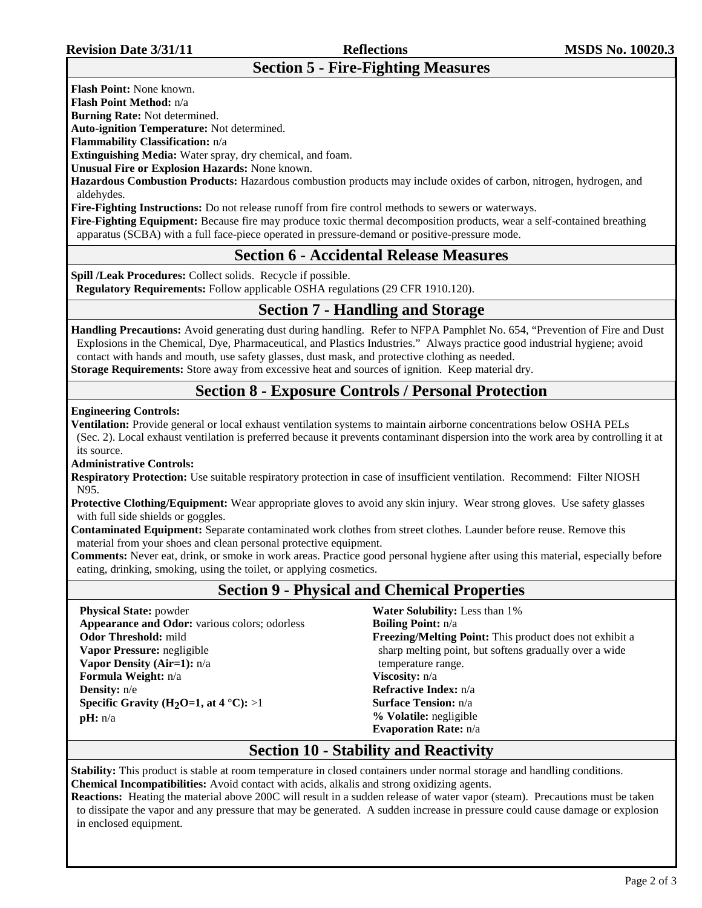## Section 5 - Fire-Fighting Measures

**Flash Point:** None known.
**Flash Point Method:** n/a
**Burning Rate:** Not determined.
**Auto-ignition Temperature:** Not determined.
**Flammability Classification:** n/a
**Extinguishing Media:** Water spray, dry chemical, and foam.
**Unusual Fire or Explosion Hazards:** None known.
**Hazardous Combustion Products:** Hazardous combustion products may include oxides of carbon, nitrogen, hydrogen, and aldehydes.
**Fire-Fighting Instructions:** Do not release runoff from fire control methods to sewers or waterways.
**Fire-Fighting Equipment:** Because fire may produce toxic thermal decomposition products, wear a self-contained breathing apparatus (SCBA) with a full face-piece operated in pressure-demand or positive-pressure mode.

## Section 6 - Accidental Release Measures

**Spill /Leak Procedures:** Collect solids. Recycle if possible.
**Regulatory Requirements:** Follow applicable OSHA regulations (29 CFR 1910.120).

## Section 7 - Handling and Storage

**Handling Precautions:** Avoid generating dust during handling. Refer to NFPA Pamphlet No. 654, "Prevention of Fire and Dust Explosions in the Chemical, Dye, Pharmaceutical, and Plastics Industries." Always practice good industrial hygiene; avoid contact with hands and mouth, use safety glasses, dust mask, and protective clothing as needed.
**Storage Requirements:** Store away from excessive heat and sources of ignition. Keep material dry.

## Section 8 - Exposure Controls / Personal Protection

**Engineering Controls:**
**Ventilation:** Provide general or local exhaust ventilation systems to maintain airborne concentrations below OSHA PELs (Sec. 2). Local exhaust ventilation is preferred because it prevents contaminant dispersion into the work area by controlling it at its source.
**Administrative Controls:**
**Respiratory Protection:** Use suitable respiratory protection in case of insufficient ventilation. Recommend: Filter NIOSH N95.
**Protective Clothing/Equipment:** Wear appropriate gloves to avoid any skin injury. Wear strong gloves. Use safety glasses with full side shields or goggles.
**Contaminated Equipment:** Separate contaminated work clothes from street clothes. Launder before reuse. Remove this material from your shoes and clean personal protective equipment.
**Comments:** Never eat, drink, or smoke in work areas. Practice good personal hygiene after using this material, especially before eating, drinking, smoking, using the toilet, or applying cosmetics.

## Section 9 - Physical and Chemical Properties

**Physical State:** powder
**Appearance and Odor:** various colors; odorless
**Odor Threshold:** mild
**Vapor Pressure:** negligible
**Vapor Density (Air=1):** n/a
**Formula Weight:** n/a
**Density:** n/e
**Specific Gravity ($H_2O$=1, at 4 °C):** >1
**pH:** n/a

**Water Solubility:** Less than 1%
**Boiling Point:** n/a
**Freezing/Melting Point:** This product does not exhibit a sharp melting point, but softens gradually over a wide temperature range.
**Viscosity:** n/a
**Refractive Index:** n/a
**Surface Tension:** n/a
**% Volatile:** negligible
**Evaporation Rate:** n/a

## Section 10 - Stability and Reactivity

**Stability:** This product is stable at room temperature in closed containers under normal storage and handling conditions.
**Chemical Incompatibilities:** Avoid contact with acids, alkalis and strong oxidizing agents.
**Reactions:** Heating the material above 200C will result in a sudden release of water vapor (steam). Precautions must be taken to dissipate the vapor and any pressure that may be generated. A sudden increase in pressure could cause damage or explosion in enclosed equipment.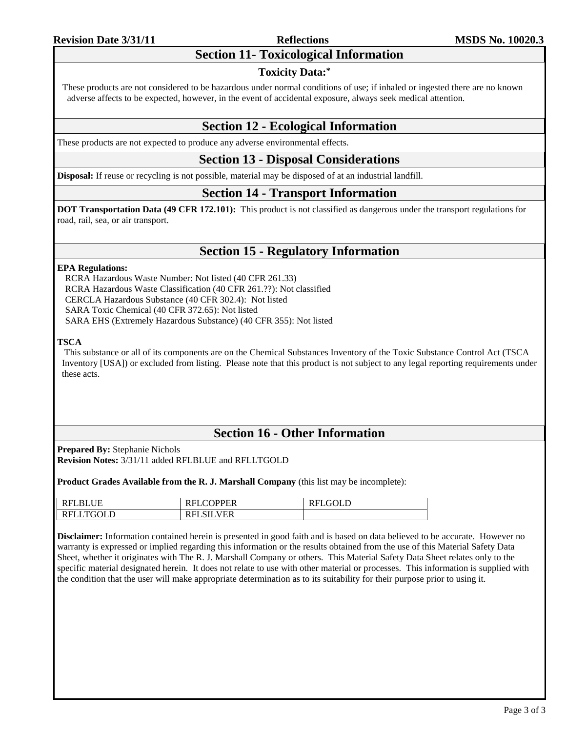## Section 11- Toxicological Information

**Toxicity Data:***

These products are not considered to be hazardous under normal conditions of use; if inhaled or ingested there are no known adverse affects to be expected, however, in the event of accidental exposure, always seek medical attention.

## Section 12 - Ecological Information

These products are not expected to produce any adverse environmental effects.

## Section 13 - Disposal Considerations

**Disposal:** If reuse or recycling is not possible, material may be disposed of at an industrial landfill.

## Section 14 - Transport Information

**DOT Transportation Data (49 CFR 172.101):** This product is not classified as dangerous under the transport regulations for road, rail, sea, or air transport.

## Section 15 - Regulatory Information

**EPA Regulations:**

RCRA Hazardous Waste Number: Not listed (40 CFR 261.33)
RCRA Hazardous Waste Classification (40 CFR 261.??): Not classified
CERCLA Hazardous Substance (40 CFR 302.4): Not listed
SARA Toxic Chemical (40 CFR 372.65): Not listed
SARA EHS (Extremely Hazardous Substance) (40 CFR 355): Not listed

**TSCA**

This substance or all of its components are on the Chemical Substances Inventory of the Toxic Substance Control Act (TSCA Inventory [USA]) or excluded from listing. Please note that this product is not subject to any legal reporting requirements under these acts.

## Section 16 - Other Information

**Prepared By:** Stephanie Nichols
**Revision Notes:** 3/31/11 added RFLBLUE and RFLLTGOLD

**Product Grades Available from the R. J. Marshall Company** (this list may be incomplete):

| | | |
|---|---|---|
| RFLBLUE | RFLCOPPER | RFLGOLD |
| RFLLTGOLD | RFLSILVER | |

**Disclaimer:** Information contained herein is presented in good faith and is based on data believed to be accurate. However no warranty is expressed or implied regarding this information or the results obtained from the use of this Material Safety Data Sheet, whether it originates with The R. J. Marshall Company or others. This Material Safety Data Sheet relates only to the specific material designated herein. It does not relate to use with other material or processes. This information is supplied with the condition that the user will make appropriate determination as to its suitability for their purpose prior to using it.